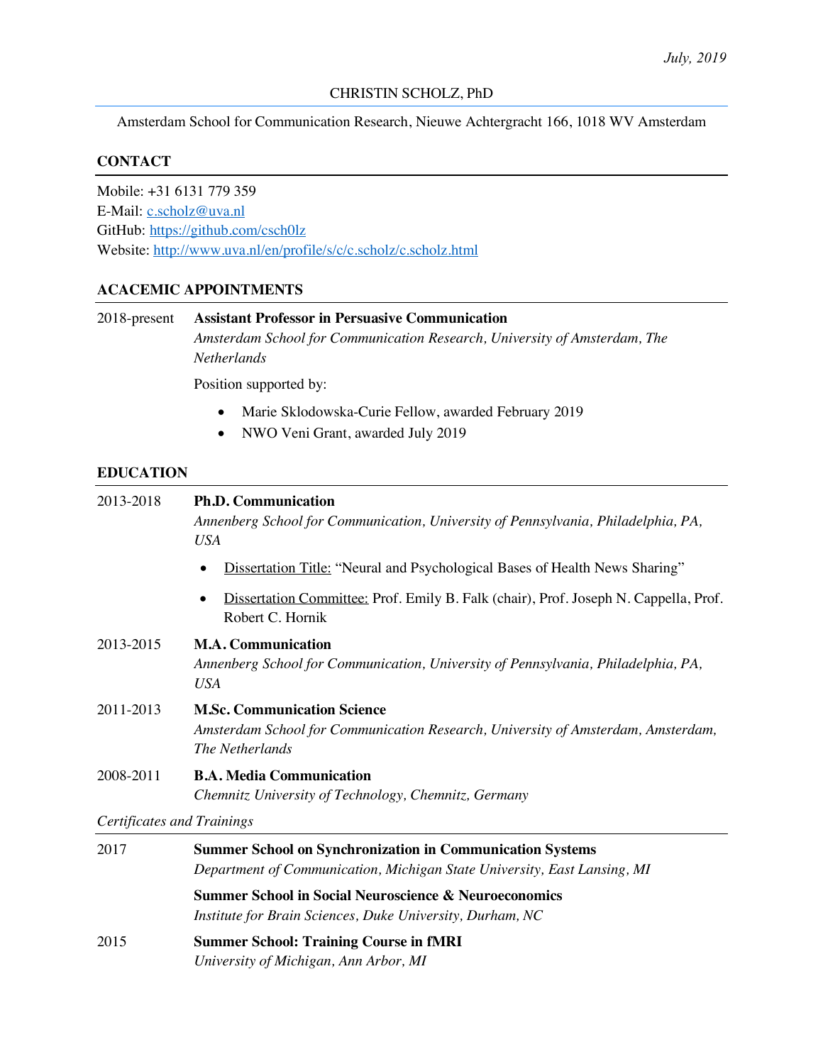*July, 2019*

# CHRISTIN SCHOLZ, PhD

Amsterdam School for Communication Research, Nieuwe Achtergracht 166, 1018 WV Amsterdam

## CONTACT

Mobile: +31 6131 779 359
E-Mail: c.scholz@uva.nl
GitHub: https://github.com/csch0lz
Website: http://www.uva.nl/en/profile/s/c/c.scholz/c.scholz.html

## ACACEMIC APPOINTMENTS

2018-present **Assistant Professor in Persuasive Communication**
*Amsterdam School for Communication Research, University of Amsterdam, The Netherlands*

Position supported by:

- Marie Sklodowska-Curie Fellow, awarded February 2019
- NWO Veni Grant, awarded July 2019

## EDUCATION

2013-2018 **Ph.D. Communication**
*Annenberg School for Communication, University of Pennsylvania, Philadelphia, PA, USA*

- Dissertation Title: "Neural and Psychological Bases of Health News Sharing"
- Dissertation Committee: Prof. Emily B. Falk (chair), Prof. Joseph N. Cappella, Prof. Robert C. Hornik

2013-2015 **M.A. Communication**
*Annenberg School for Communication, University of Pennsylvania, Philadelphia, PA, USA*

2011-2013 **M.Sc. Communication Science**
*Amsterdam School for Communication Research, University of Amsterdam, Amsterdam, The Netherlands*

2008-2011 **B.A. Media Communication**
*Chemnitz University of Technology, Chemnitz, Germany*

### *Certificates and Trainings*

2017 **Summer School on Synchronization in Communication Systems**
*Department of Communication, Michigan State University, East Lansing, MI*

**Summer School in Social Neuroscience & Neuroeconomics**
*Institute for Brain Sciences, Duke University, Durham, NC*

2015 **Summer School: Training Course in fMRI**
*University of Michigan, Ann Arbor, MI*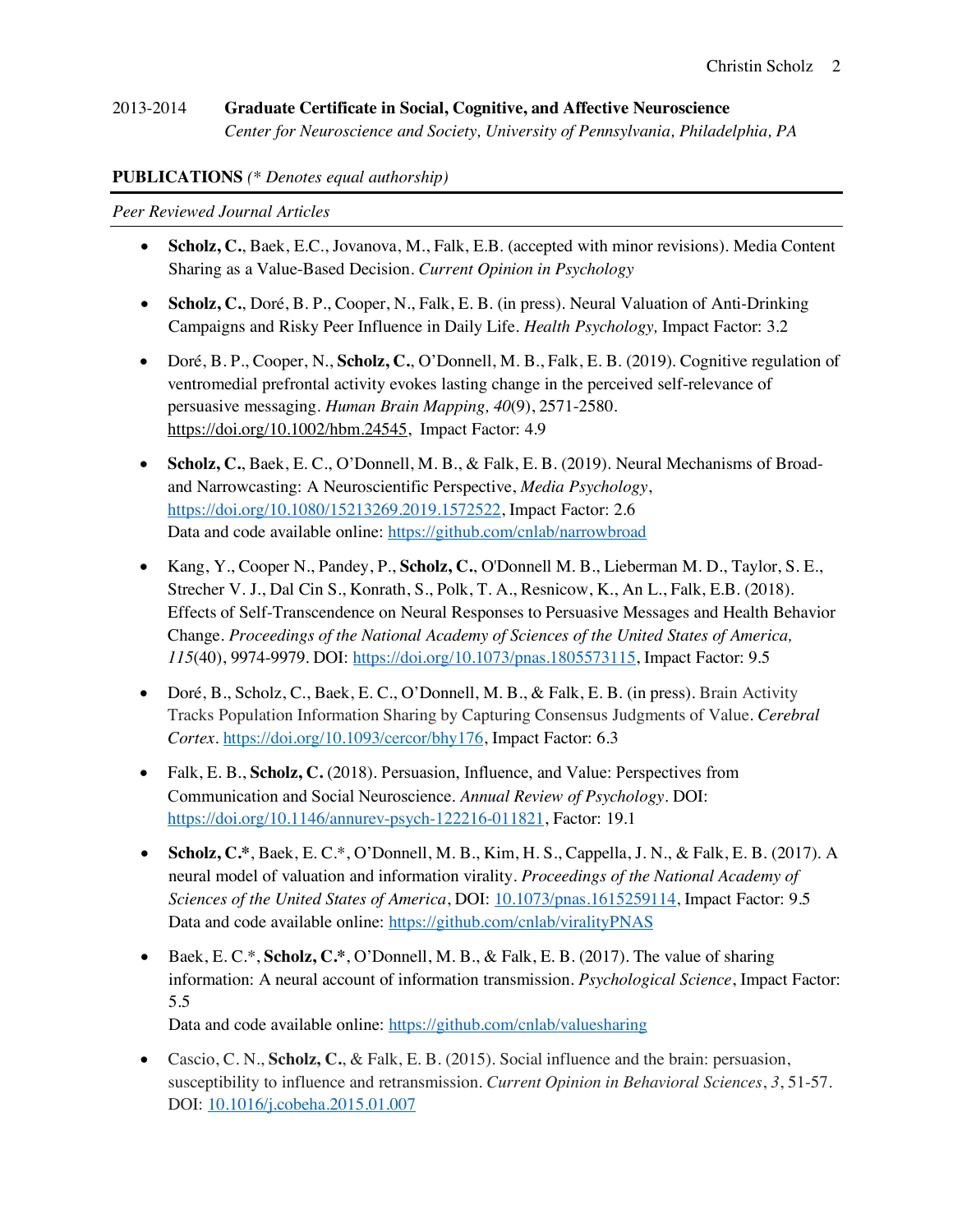2013-2014 **Graduate Certificate in Social, Cognitive, and Affective Neuroscience**
*Center for Neuroscience and Society, University of Pennsylvania, Philadelphia, PA*

## PUBLICATIONS *(* Denotes equal authorship)*

*Peer Reviewed Journal Articles*

- **Scholz, C.**, Baek, E.C., Jovanova, M., Falk, E.B. (accepted with minor revisions). Media Content Sharing as a Value-Based Decision. *Current Opinion in Psychology*

- **Scholz, C.**, Doré, B. P., Cooper, N., Falk, E. B. (in press). Neural Valuation of Anti-Drinking Campaigns and Risky Peer Influence in Daily Life. *Health Psychology,* Impact Factor: 3.2

- Doré, B. P., Cooper, N., **Scholz, C.**, O'Donnell, M. B., Falk, E. B. (2019). Cognitive regulation of ventromedial prefrontal activity evokes lasting change in the perceived self-relevance of persuasive messaging. *Human Brain Mapping, 40*(9), 2571-2580. https://doi.org/10.1002/hbm.24545, Impact Factor: 4.9

- **Scholz, C.**, Baek, E. C., O'Donnell, M. B., & Falk, E. B. (2019). Neural Mechanisms of Broad- and Narrowcasting: A Neuroscientific Perspective, *Media Psychology*, https://doi.org/10.1080/15213269.2019.1572522, Impact Factor: 2.6
  Data and code available online: https://github.com/cnlab/narrowbroad

- Kang, Y., Cooper N., Pandey, P., **Scholz, C.**, O'Donnell M. B., Lieberman M. D., Taylor, S. E., Strecher V. J., Dal Cin S., Konrath, S., Polk, T. A., Resnicow, K., An L., Falk, E.B. (2018). Effects of Self-Transcendence on Neural Responses to Persuasive Messages and Health Behavior Change. *Proceedings of the National Academy of Sciences of the United States of America, 115*(40), 9974-9979. DOI: https://doi.org/10.1073/pnas.1805573115, Impact Factor: 9.5

- Doré, B., Scholz, C., Baek, E. C., O'Donnell, M. B., & Falk, E. B. (in press). Brain Activity Tracks Population Information Sharing by Capturing Consensus Judgments of Value. *Cerebral Cortex*. https://doi.org/10.1093/cercor/bhy176, Impact Factor: 6.3

- Falk, E. B., **Scholz, C.** (2018). Persuasion, Influence, and Value: Perspectives from Communication and Social Neuroscience. *Annual Review of Psychology*. DOI: https://doi.org/10.1146/annurev-psych-122216-011821, Factor: 19.1

- **Scholz, C.***, Baek, E. C.*, O'Donnell, M. B., Kim, H. S., Cappella, J. N., & Falk, E. B. (2017). A neural model of valuation and information virality. *Proceedings of the National Academy of Sciences of the United States of America*, DOI: 10.1073/pnas.1615259114, Impact Factor: 9.5
  Data and code available online: https://github.com/cnlab/viralityPNAS

- Baek, E. C.*, **Scholz, C.***, O'Donnell, M. B., & Falk, E. B. (2017). The value of sharing information: A neural account of information transmission. *Psychological Science*, Impact Factor: 5.5
  Data and code available online: https://github.com/cnlab/valuesharing

- Cascio, C. N., **Scholz, C.**, & Falk, E. B. (2015). Social influence and the brain: persuasion, susceptibility to influence and retransmission. *Current Opinion in Behavioral Sciences*, *3*, 51-57. DOI: 10.1016/j.cobeha.2015.01.007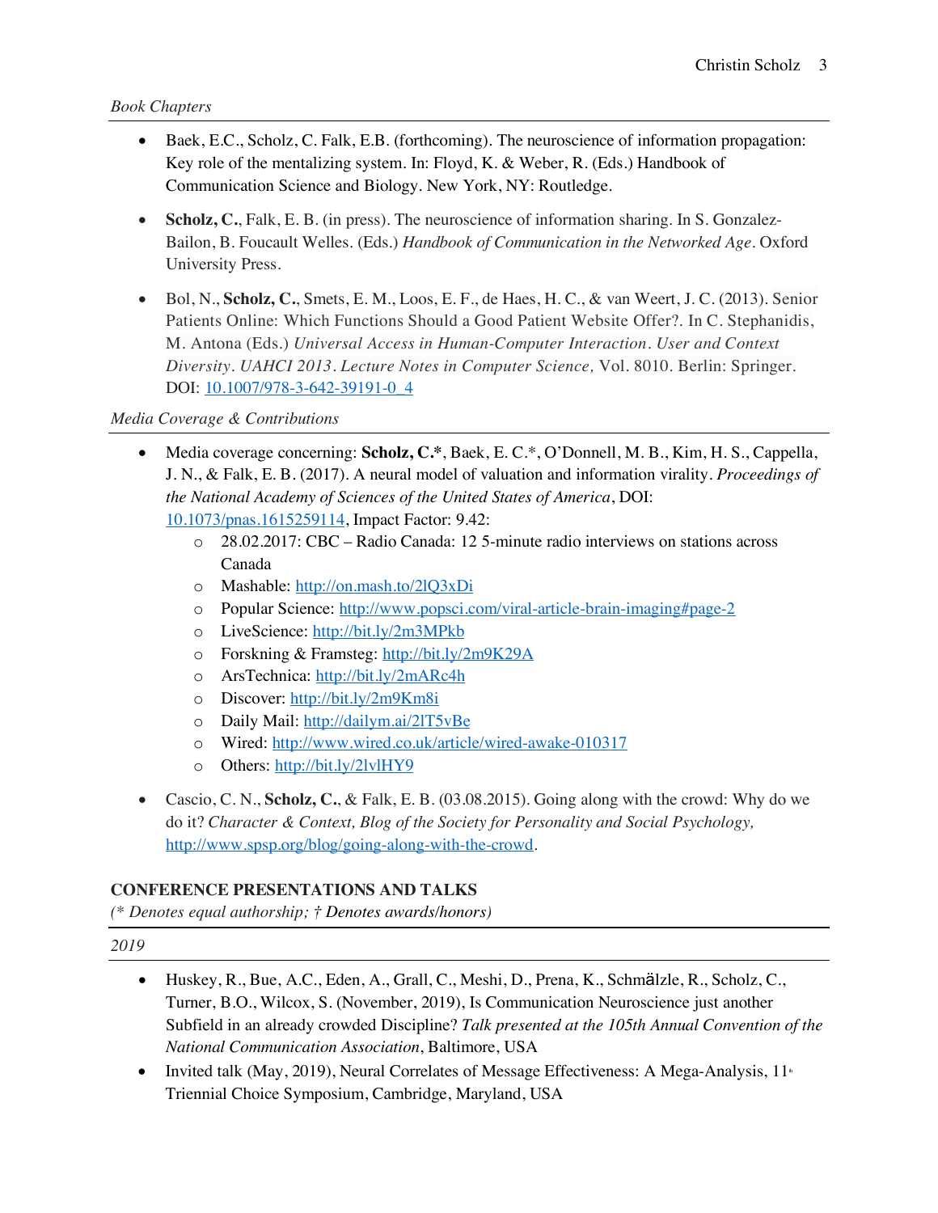*Book Chapters*

- Baek, E.C., Scholz, C. Falk, E.B. (forthcoming). The neuroscience of information propagation: Key role of the mentalizing system. In: Floyd, K. & Weber, R. (Eds.) Handbook of Communication Science and Biology. New York, NY: Routledge.

- **Scholz, C.**, Falk, E. B. (in press). The neuroscience of information sharing. In S. Gonzalez-Bailon, B. Foucault Welles. (Eds.) *Handbook of Communication in the Networked Age*. Oxford University Press.

- Bol, N., **Scholz, C.**, Smets, E. M., Loos, E. F., de Haes, H. C., & van Weert, J. C. (2013). Senior Patients Online: Which Functions Should a Good Patient Website Offer?. In C. Stephanidis, M. Antona (Eds.) *Universal Access in Human-Computer Interaction. User and Context Diversity. UAHCI 2013. Lecture Notes in Computer Science,* Vol. 8010. Berlin: Springer. DOI: 10.1007/978-3-642-39191-0_4

*Media Coverage & Contributions*

- Media coverage concerning: **Scholz, C.***, Baek, E. C.*, O'Donnell, M. B., Kim, H. S., Cappella, J. N., & Falk, E. B. (2017). A neural model of valuation and information virality. *Proceedings of the National Academy of Sciences of the United States of America*, DOI: 10.1073/pnas.1615259114, Impact Factor: 9.42:
  - 28.02.2017: CBC – Radio Canada: 12 5-minute radio interviews on stations across Canada
  - Mashable: http://on.mash.to/2lQ3xDi
  - Popular Science: http://www.popsci.com/viral-article-brain-imaging#page-2
  - LiveScience: http://bit.ly/2m3MPkb
  - Forskning & Framsteg: http://bit.ly/2m9K29A
  - ArsTechnica: http://bit.ly/2mARc4h
  - Discover: http://bit.ly/2m9Km8i
  - Daily Mail: http://dailym.ai/2lT5vBe
  - Wired: http://www.wired.co.uk/article/wired-awake-010317
  - Others: http://bit.ly/2lvlHY9

- Cascio, C. N., **Scholz, C.**, & Falk, E. B. (03.08.2015). Going along with the crowd: Why do we do it? *Character & Context, Blog of the Society for Personality and Social Psychology,* http://www.spsp.org/blog/going-along-with-the-crowd.

## CONFERENCE PRESENTATIONS AND TALKS

*(\* Denotes equal authorship; † Denotes awards/honors)*

*2019*

- Huskey, R., Bue, A.C., Eden, A., Grall, C., Meshi, D., Prena, K., Schmälzle, R., Scholz, C., Turner, B.O., Wilcox, S. (November, 2019), Is Communication Neuroscience just another Subfield in an already crowded Discipline? *Talk presented at the 105th Annual Convention of the National Communication Association*, Baltimore, USA
- Invited talk (May, 2019), Neural Correlates of Message Effectiveness: A Mega-Analysis, 11th Triennial Choice Symposium, Cambridge, Maryland, USA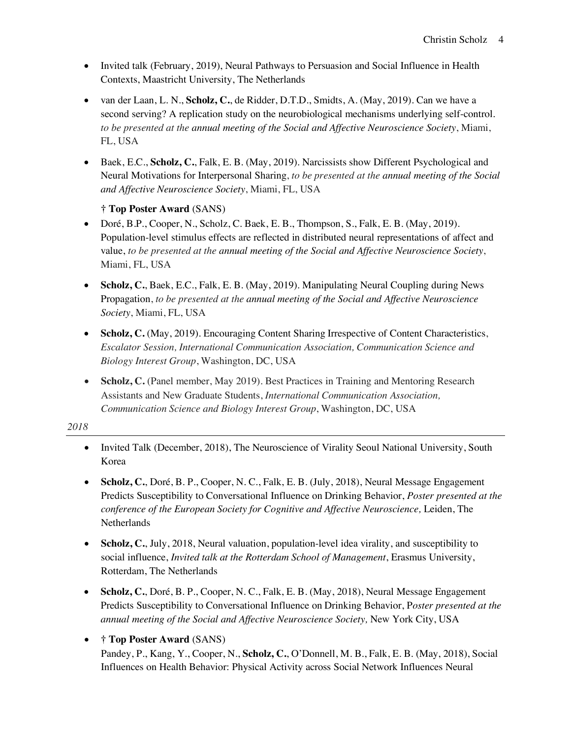- Invited talk (February, 2019), Neural Pathways to Persuasion and Social Influence in Health Contexts, Maastricht University, The Netherlands

- van der Laan, L. N., **Scholz, C.**, de Ridder, D.T.D., Smidts, A. (May, 2019). Can we have a second serving? A replication study on the neurobiological mechanisms underlying self-control. *to be presented at the annual meeting of the Social and Affective Neuroscience Society*, Miami, FL, USA

- Baek, E.C., **Scholz, C.**, Falk, E. B. (May, 2019). Narcissists show Different Psychological and Neural Motivations for Interpersonal Sharing, *to be presented at the annual meeting of the Social and Affective Neuroscience Society*, Miami, FL, USA

  † **Top Poster Award** (SANS)

- Doré, B.P., Cooper, N., Scholz, C. Baek, E. B., Thompson, S., Falk, E. B. (May, 2019). Population-level stimulus effects are reflected in distributed neural representations of affect and value, *to be presented at the annual meeting of the Social and Affective Neuroscience Society*, Miami, FL, USA

- **Scholz, C.**, Baek, E.C., Falk, E. B. (May, 2019). Manipulating Neural Coupling during News Propagation, *to be presented at the annual meeting of the Social and Affective Neuroscience Society*, Miami, FL, USA

- **Scholz, C.** (May, 2019). Encouraging Content Sharing Irrespective of Content Characteristics, *Escalator Session, International Communication Association, Communication Science and Biology Interest Group*, Washington, DC, USA

- **Scholz, C.** (Panel member, May 2019). Best Practices in Training and Mentoring Research Assistants and New Graduate Students, *International Communication Association, Communication Science and Biology Interest Group*, Washington, DC, USA

*2018*

---

- Invited Talk (December, 2018), The Neuroscience of Virality Seoul National University, South Korea

- **Scholz, C.**, Doré, B. P., Cooper, N. C., Falk, E. B. (July, 2018), Neural Message Engagement Predicts Susceptibility to Conversational Influence on Drinking Behavior, *Poster presented at the conference of the European Society for Cognitive and Affective Neuroscience,* Leiden, The Netherlands

- **Scholz, C.**, July, 2018, Neural valuation, population-level idea virality, and susceptibility to social influence, *Invited talk at the Rotterdam School of Management*, Erasmus University, Rotterdam, The Netherlands

- **Scholz, C.**, Doré, B. P., Cooper, N. C., Falk, E. B. (May, 2018), Neural Message Engagement Predicts Susceptibility to Conversational Influence on Drinking Behavior, P*oster presented at the annual meeting of the Social and Affective Neuroscience Society,* New York City, USA

- † **Top Poster Award** (SANS)
  Pandey, P., Kang, Y., Cooper, N., **Scholz, C.**, O'Donnell, M. B., Falk, E. B. (May, 2018), Social Influences on Health Behavior: Physical Activity across Social Network Influences Neural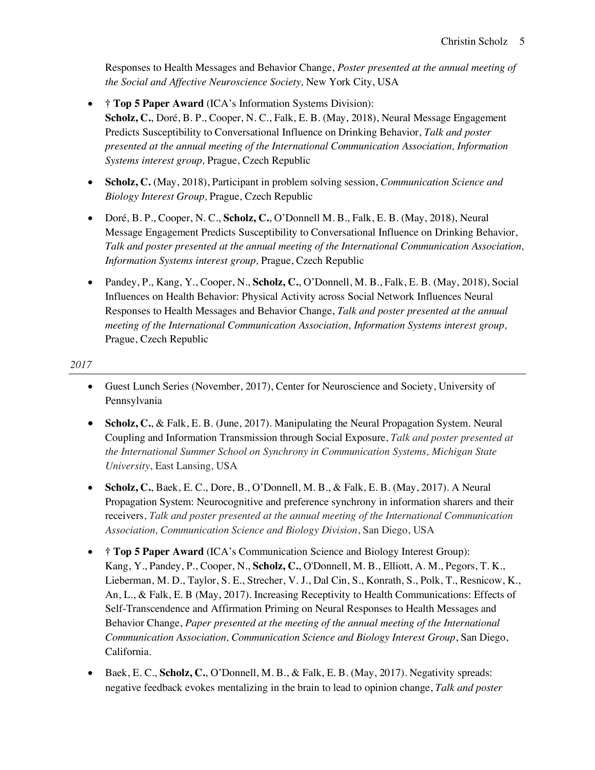Responses to Health Messages and Behavior Change, *Poster presented at the annual meeting of the Social and Affective Neuroscience Society,* New York City, USA

- † **Top 5 Paper Award** (ICA's Information Systems Division):
  **Scholz, C.**, Doré, B. P., Cooper, N. C., Falk, E. B. (May, 2018), Neural Message Engagement Predicts Susceptibility to Conversational Influence on Drinking Behavior, *Talk and poster presented at the annual meeting of the International Communication Association, Information Systems interest group,* Prague, Czech Republic

- **Scholz, C.** (May, 2018), Participant in problem solving session, *Communication Science and Biology Interest Group,* Prague, Czech Republic

- Doré, B. P., Cooper, N. C., **Scholz, C.**, O'Donnell M. B., Falk, E. B. (May, 2018), Neural Message Engagement Predicts Susceptibility to Conversational Influence on Drinking Behavior, *Talk and poster presented at the annual meeting of the International Communication Association, Information Systems interest group,* Prague, Czech Republic

- Pandey, P., Kang, Y., Cooper, N., **Scholz, C.**, O'Donnell, M. B., Falk, E. B. (May, 2018), Social Influences on Health Behavior: Physical Activity across Social Network Influences Neural Responses to Health Messages and Behavior Change, *Talk and poster presented at the annual meeting of the International Communication Association, Information Systems interest group,* Prague, Czech Republic

*2017*

---

- Guest Lunch Series (November, 2017), Center for Neuroscience and Society, University of Pennsylvania

- **Scholz, C.**, & Falk, E. B. (June, 2017). Manipulating the Neural Propagation System. Neural Coupling and Information Transmission through Social Exposure, *Talk and poster presented at the International Summer School on Synchrony in Communication Systems, Michigan State University*, East Lansing, USA

- **Scholz, C.**, Baek, E. C., Dore, B., O'Donnell, M. B., & Falk, E. B. (May, 2017). A Neural Propagation System: Neurocognitive and preference synchrony in information sharers and their receivers, *Talk and poster presented at the annual meeting of the International Communication Association, Communication Science and Biology Division*, San Diego, USA

- † **Top 5 Paper Award** (ICA's Communication Science and Biology Interest Group):
  Kang, Y., Pandey, P., Cooper, N., **Scholz, C.**, O'Donnell, M. B., Elliott, A. M., Pegors, T. K., Lieberman, M. D., Taylor, S. E., Strecher, V. J., Dal Cin, S., Konrath, S., Polk, T., Resnicow, K., An, L., & Falk, E. B (May, 2017). Increasing Receptivity to Health Communications: Effects of Self-Transcendence and Affirmation Priming on Neural Responses to Health Messages and Behavior Change, *Paper presented at the meeting of the annual meeting of the International Communication Association, Communication Science and Biology Interest Group*, San Diego, California.

- Baek, E. C., **Scholz, C.**, O'Donnell, M. B., & Falk, E. B. (May, 2017). Negativity spreads: negative feedback evokes mentalizing in the brain to lead to opinion change, *Talk and poster*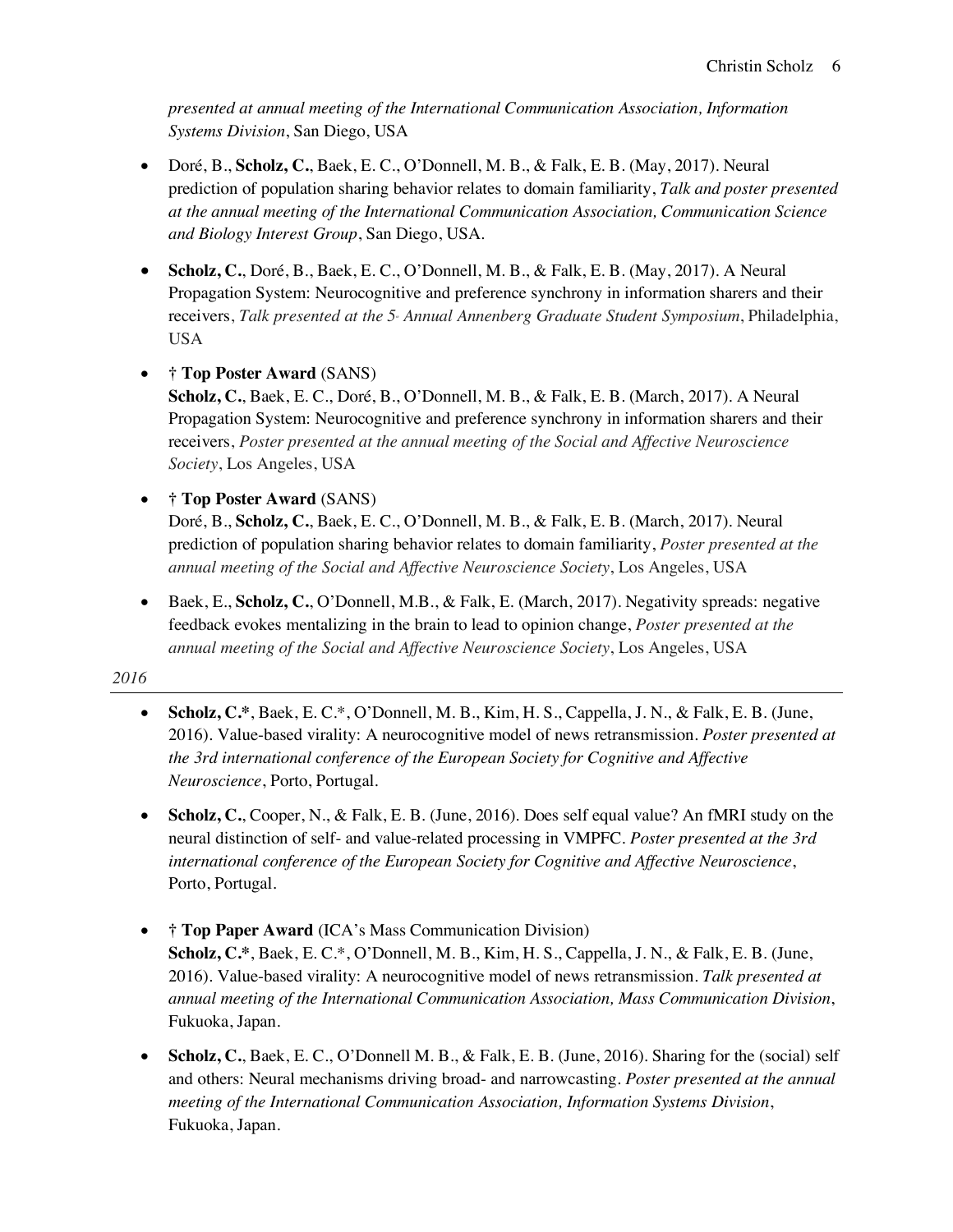*presented at annual meeting of the International Communication Association, Information Systems Division*, San Diego, USA

- Doré, B., **Scholz, C.**, Baek, E. C., O'Donnell, M. B., & Falk, E. B. (May, 2017). Neural prediction of population sharing behavior relates to domain familiarity, *Talk and poster presented at the annual meeting of the International Communication Association, Communication Science and Biology Interest Group*, San Diego, USA.

- **Scholz, C.**, Doré, B., Baek, E. C., O'Donnell, M. B., & Falk, E. B. (May, 2017). A Neural Propagation System: Neurocognitive and preference synchrony in information sharers and their receivers, *Talk presented at the 5th Annual Annenberg Graduate Student Symposium*, Philadelphia, USA

- † **Top Poster Award** (SANS)
  **Scholz, C.**, Baek, E. C., Doré, B., O'Donnell, M. B., & Falk, E. B. (March, 2017). A Neural Propagation System: Neurocognitive and preference synchrony in information sharers and their receivers, *Poster presented at the annual meeting of the Social and Affective Neuroscience Society*, Los Angeles, USA

- † **Top Poster Award** (SANS)
  Doré, B., **Scholz, C.**, Baek, E. C., O'Donnell, M. B., & Falk, E. B. (March, 2017). Neural prediction of population sharing behavior relates to domain familiarity, *Poster presented at the annual meeting of the Social and Affective Neuroscience Society*, Los Angeles, USA

- Baek, E., **Scholz, C.**, O'Donnell, M.B., & Falk, E. (March, 2017). Negativity spreads: negative feedback evokes mentalizing in the brain to lead to opinion change, *Poster presented at the annual meeting of the Social and Affective Neuroscience Society*, Los Angeles, USA

*2016*

---

- **Scholz, C.\***, Baek, E. C.\*, O'Donnell, M. B., Kim, H. S., Cappella, J. N., & Falk, E. B. (June, 2016). Value-based virality: A neurocognitive model of news retransmission. *Poster presented at the 3rd international conference of the European Society for Cognitive and Affective Neuroscience*, Porto, Portugal.

- **Scholz, C.**, Cooper, N., & Falk, E. B. (June, 2016). Does self equal value? An fMRI study on the neural distinction of self- and value-related processing in VMPFC. *Poster presented at the 3rd international conference of the European Society for Cognitive and Affective Neuroscience*, Porto, Portugal.

- † **Top Paper Award** (ICA's Mass Communication Division)
  **Scholz, C.\***, Baek, E. C.\*, O'Donnell, M. B., Kim, H. S., Cappella, J. N., & Falk, E. B. (June, 2016). Value-based virality: A neurocognitive model of news retransmission. *Talk presented at annual meeting of the International Communication Association, Mass Communication Division*, Fukuoka, Japan.

- **Scholz, C.**, Baek, E. C., O'Donnell M. B., & Falk, E. B. (June, 2016). Sharing for the (social) self and others: Neural mechanisms driving broad- and narrowcasting. *Poster presented at the annual meeting of the International Communication Association, Information Systems Division*, Fukuoka, Japan.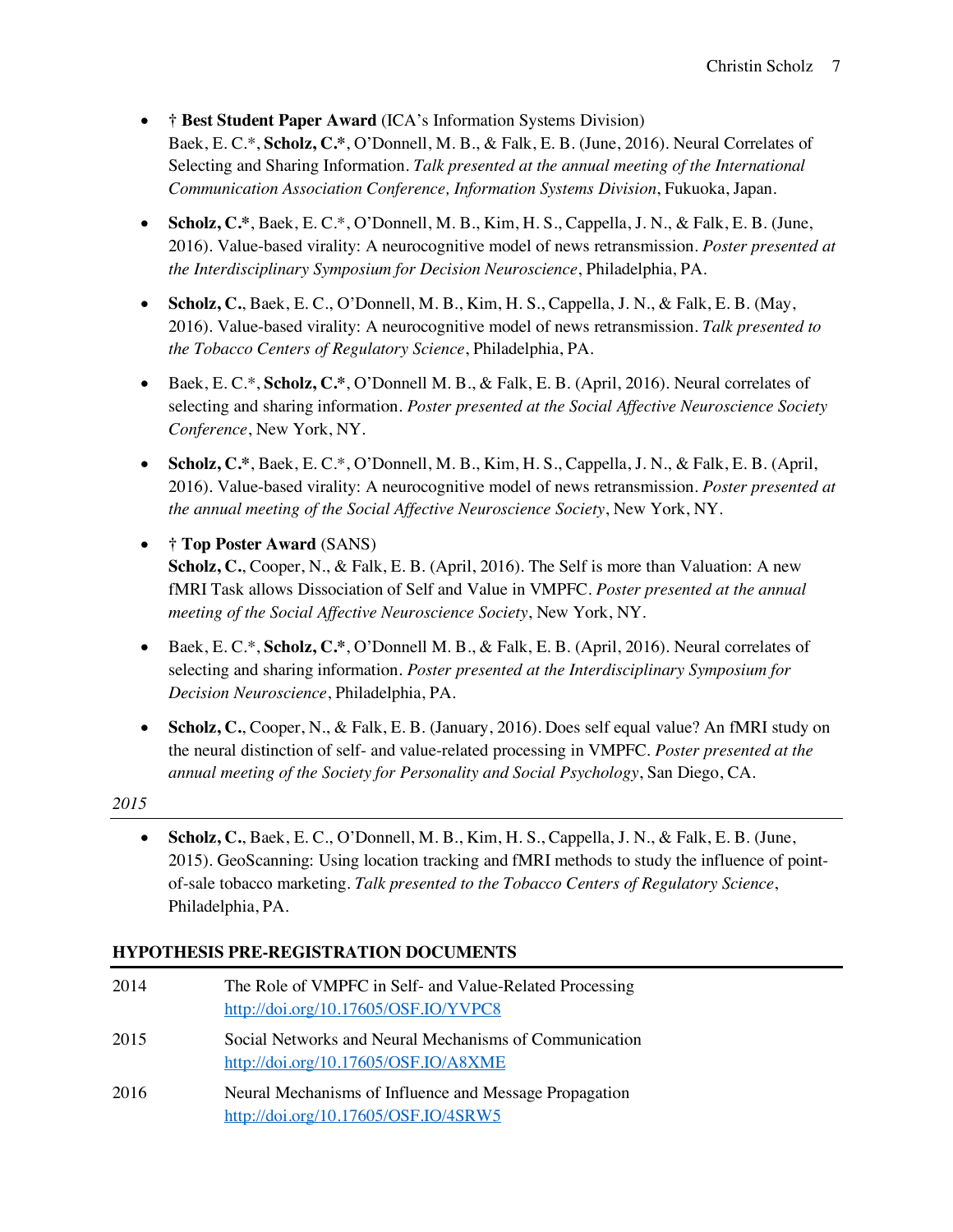- † **Best Student Paper Award** (ICA's Information Systems Division)
  Baek, E. C.*, **Scholz, C.***, O'Donnell, M. B., & Falk, E. B. (June, 2016). Neural Correlates of Selecting and Sharing Information. *Talk presented at the annual meeting of the International Communication Association Conference, Information Systems Division*, Fukuoka, Japan.

- **Scholz, C.***, Baek, E. C.*, O'Donnell, M. B., Kim, H. S., Cappella, J. N., & Falk, E. B. (June, 2016). Value-based virality: A neurocognitive model of news retransmission. *Poster presented at the Interdisciplinary Symposium for Decision Neuroscience*, Philadelphia, PA.

- **Scholz, C.**, Baek, E. C., O'Donnell, M. B., Kim, H. S., Cappella, J. N., & Falk, E. B. (May, 2016). Value-based virality: A neurocognitive model of news retransmission. *Talk presented to the Tobacco Centers of Regulatory Science*, Philadelphia, PA.

- Baek, E. C.*, **Scholz, C.***, O'Donnell M. B., & Falk, E. B. (April, 2016). Neural correlates of selecting and sharing information. *Poster presented at the Social Affective Neuroscience Society Conference*, New York, NY.

- **Scholz, C.***, Baek, E. C.*, O'Donnell, M. B., Kim, H. S., Cappella, J. N., & Falk, E. B. (April, 2016). Value-based virality: A neurocognitive model of news retransmission. *Poster presented at the annual meeting of the Social Affective Neuroscience Society*, New York, NY.

- † **Top Poster Award** (SANS)
  **Scholz, C.**, Cooper, N., & Falk, E. B. (April, 2016). The Self is more than Valuation: A new fMRI Task allows Dissociation of Self and Value in VMPFC. *Poster presented at the annual meeting of the Social Affective Neuroscience Society*, New York, NY.

- Baek, E. C.*, **Scholz, C.***, O'Donnell M. B., & Falk, E. B. (April, 2016). Neural correlates of selecting and sharing information. *Poster presented at the Interdisciplinary Symposium for Decision Neuroscience*, Philadelphia, PA.

- **Scholz, C.**, Cooper, N., & Falk, E. B. (January, 2016). Does self equal value? An fMRI study on the neural distinction of self- and value-related processing in VMPFC. *Poster presented at the annual meeting of the Society for Personality and Social Psychology*, San Diego, CA.

*2015*

- **Scholz, C.**, Baek, E. C., O'Donnell, M. B., Kim, H. S., Cappella, J. N., & Falk, E. B. (June, 2015). GeoScanning: Using location tracking and fMRI methods to study the influence of point-of-sale tobacco marketing. *Talk presented to the Tobacco Centers of Regulatory Science*, Philadelphia, PA.

## HYPOTHESIS PRE-REGISTRATION DOCUMENTS

| | |
|---|---|
| 2014 | The Role of VMPFC in Self- and Value-Related Processing<br>http://doi.org/10.17605/OSF.IO/YVPC8 |
| 2015 | Social Networks and Neural Mechanisms of Communication<br>http://doi.org/10.17605/OSF.IO/A8XME |
| 2016 | Neural Mechanisms of Influence and Message Propagation<br>http://doi.org/10.17605/OSF.IO/4SRW5 |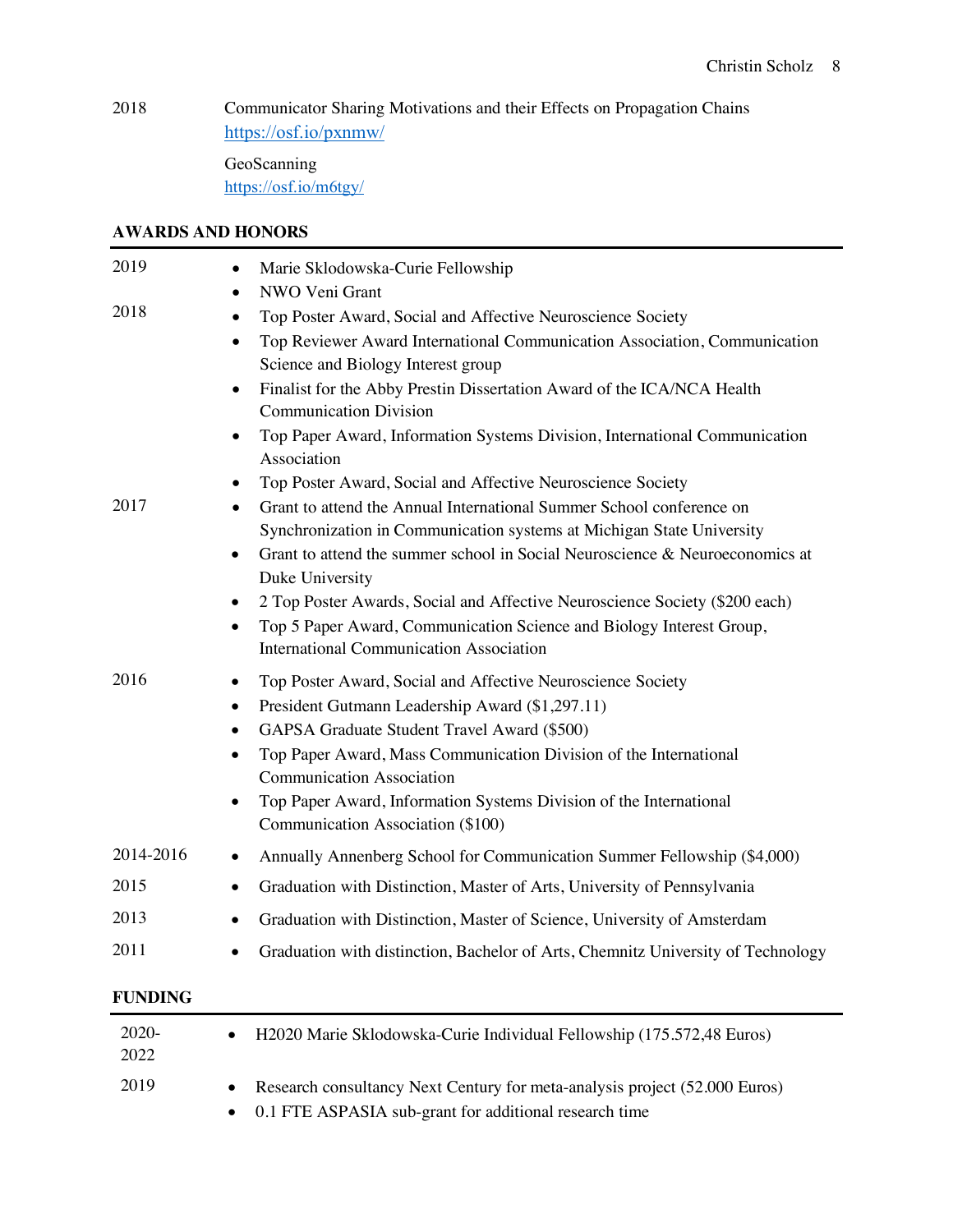2018 Communicator Sharing Motivations and their Effects on Propagation Chains
https://osf.io/pxnmw/

GeoScanning
https://osf.io/m6tgy/

## AWARDS AND HONORS

2019
- Marie Sklodowska-Curie Fellowship
- NWO Veni Grant

2018
- Top Poster Award, Social and Affective Neuroscience Society
- Top Reviewer Award International Communication Association, Communication Science and Biology Interest group
- Finalist for the Abby Prestin Dissertation Award of the ICA/NCA Health Communication Division
- Top Paper Award, Information Systems Division, International Communication Association
- Top Poster Award, Social and Affective Neuroscience Society

2017
- Grant to attend the Annual International Summer School conference on Synchronization in Communication systems at Michigan State University
- Grant to attend the summer school in Social Neuroscience & Neuroeconomics at Duke University
- 2 Top Poster Awards, Social and Affective Neuroscience Society ($200 each)
- Top 5 Paper Award, Communication Science and Biology Interest Group, International Communication Association

2016
- Top Poster Award, Social and Affective Neuroscience Society
- President Gutmann Leadership Award ($1,297.11)
- GAPSA Graduate Student Travel Award ($500)
- Top Paper Award, Mass Communication Division of the International Communication Association
- Top Paper Award, Information Systems Division of the International Communication Association ($100)

2014-2016
- Annually Annenberg School for Communication Summer Fellowship ($4,000)

2015
- Graduation with Distinction, Master of Arts, University of Pennsylvania

2013
- Graduation with Distinction, Master of Science, University of Amsterdam

2011
- Graduation with distinction, Bachelor of Arts, Chemnitz University of Technology

## FUNDING

2020-2022
- H2020 Marie Sklodowska-Curie Individual Fellowship (175.572,48 Euros)

2019
- Research consultancy Next Century for meta-analysis project (52.000 Euros)
- 0.1 FTE ASPASIA sub-grant for additional research time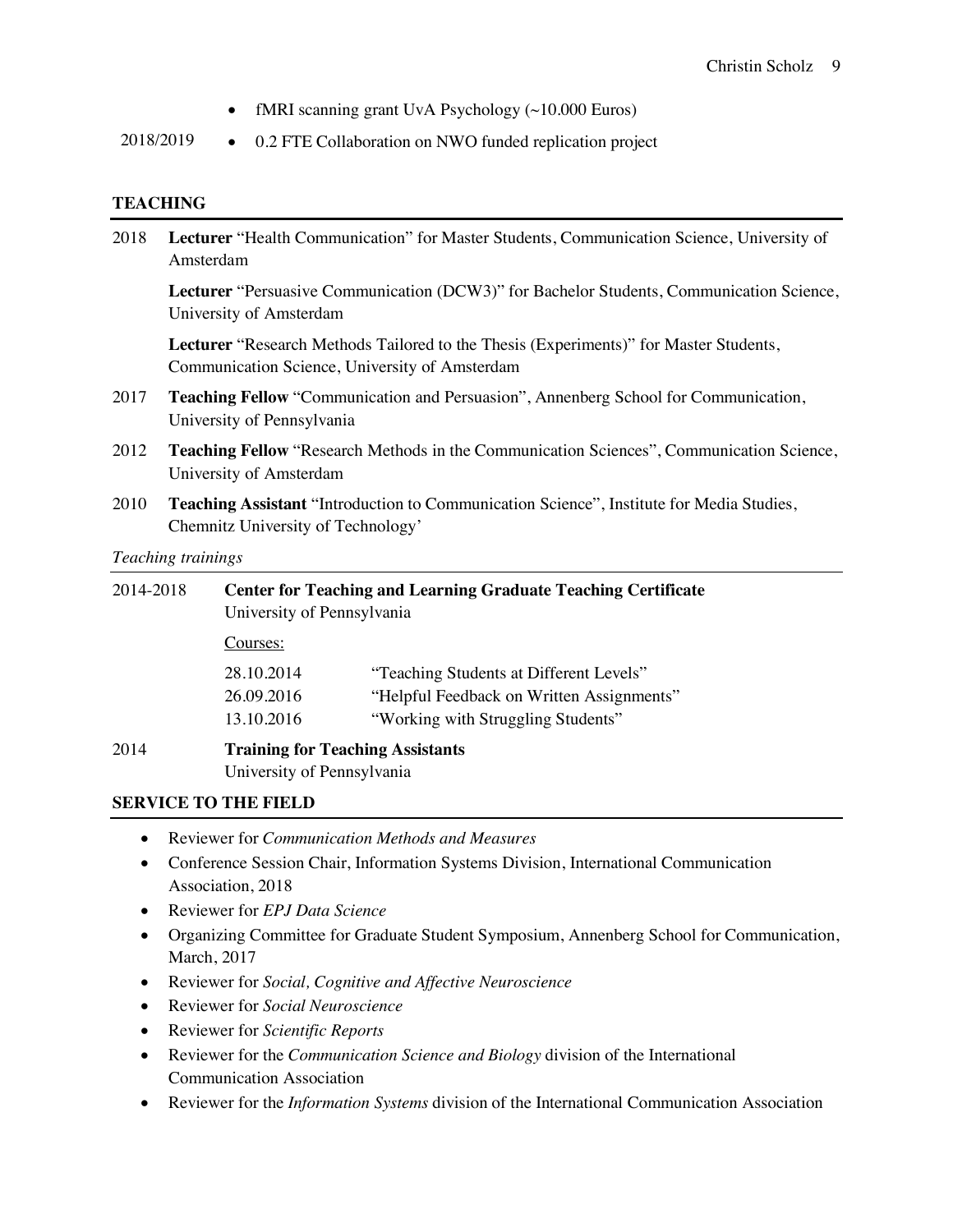- fMRI scanning grant UvA Psychology (~10.000 Euros)

2018/2019 • 0.2 FTE Collaboration on NWO funded replication project

## TEACHING

2018 **Lecturer** "Health Communication" for Master Students, Communication Science, University of Amsterdam

**Lecturer** "Persuasive Communication (DCW3)" for Bachelor Students, Communication Science, University of Amsterdam

**Lecturer** "Research Methods Tailored to the Thesis (Experiments)" for Master Students, Communication Science, University of Amsterdam

2017 **Teaching Fellow** "Communication and Persuasion", Annenberg School for Communication, University of Pennsylvania

2012 **Teaching Fellow** "Research Methods in the Communication Sciences", Communication Science, University of Amsterdam

2010 **Teaching Assistant** "Introduction to Communication Science", Institute for Media Studies, Chemnitz University of Technology'

*Teaching trainings*

2014-2018 **Center for Teaching and Learning Graduate Teaching Certificate**
University of Pennsylvania

Courses:

| | |
|---|---|
| 28.10.2014 | "Teaching Students at Different Levels" |
| 26.09.2016 | "Helpful Feedback on Written Assignments" |
| 13.10.2016 | "Working with Struggling Students" |

2014 **Training for Teaching Assistants**
University of Pennsylvania

## SERVICE TO THE FIELD

- Reviewer for *Communication Methods and Measures*
- Conference Session Chair, Information Systems Division, International Communication Association, 2018
- Reviewer for *EPJ Data Science*
- Organizing Committee for Graduate Student Symposium, Annenberg School for Communication, March, 2017
- Reviewer for *Social, Cognitive and Affective Neuroscience*
- Reviewer for *Social Neuroscience*
- Reviewer for *Scientific Reports*
- Reviewer for the *Communication Science and Biology* division of the International Communication Association
- Reviewer for the *Information Systems* division of the International Communication Association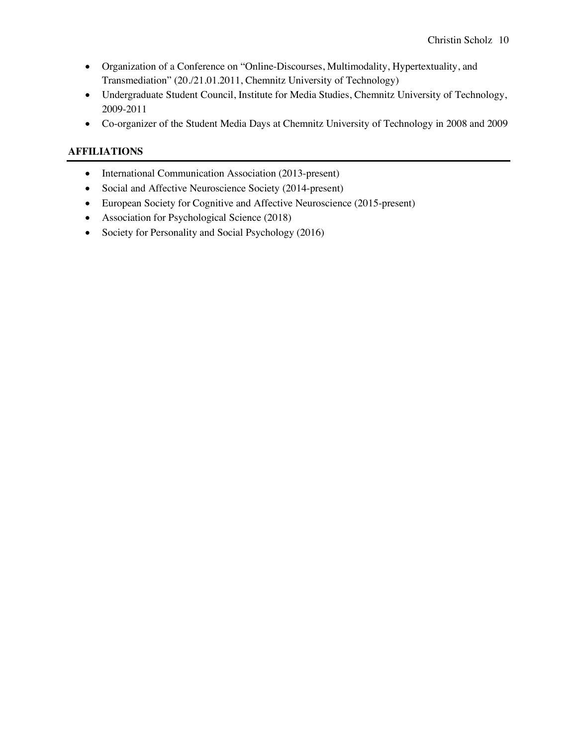- Organization of a Conference on "Online-Discourses, Multimodality, Hypertextuality, and Transmediation" (20./21.01.2011, Chemnitz University of Technology)
- Undergraduate Student Council, Institute for Media Studies, Chemnitz University of Technology, 2009-2011
- Co-organizer of the Student Media Days at Chemnitz University of Technology in 2008 and 2009

## AFFILIATIONS

- International Communication Association (2013-present)
- Social and Affective Neuroscience Society (2014-present)
- European Society for Cognitive and Affective Neuroscience (2015-present)
- Association for Psychological Science (2018)
- Society for Personality and Social Psychology (2016)